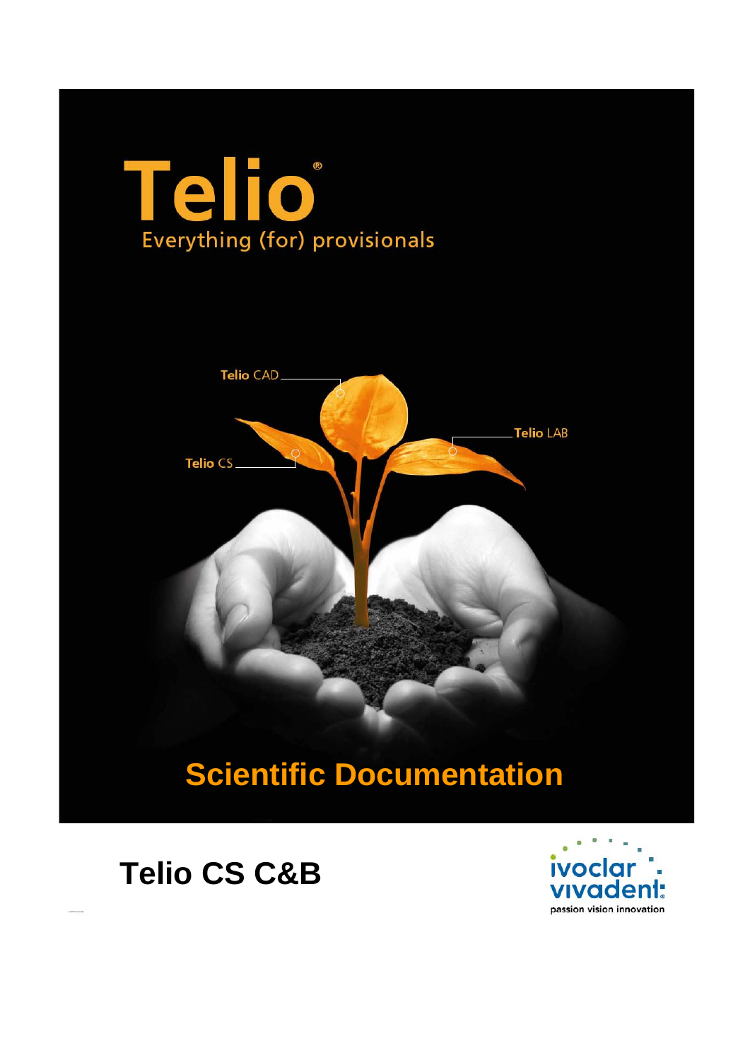# Telio®

Everything (for) provisionals

Telio CAD

Telio LAB

Telio CS

# Scientific Documentation

# Telio CS C&B

ivoclar vivadent

passion vision innovation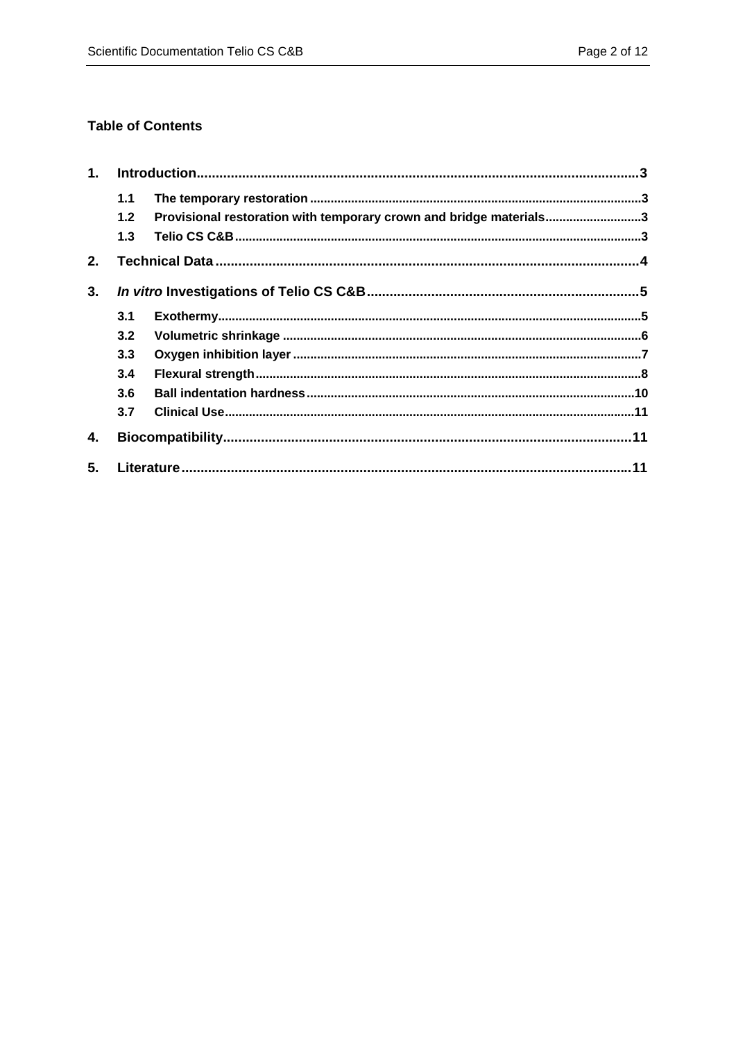**Table of Contents**

1. Introduction ... 3
   - 1.1 The temporary restoration ... 3
   - 1.2 Provisional restoration with temporary crown and bridge materials ... 3
   - 1.3 Telio CS C&B ... 3
2. Technical Data ... 4
3. *In vitro* Investigations of Telio CS C&B ... 5
   - 3.1 Exothermy ... 5
   - 3.2 Volumetric shrinkage ... 6
   - 3.3 Oxygen inhibition layer ... 7
   - 3.4 Flexural strength ... 8
   - 3.6 Ball indentation hardness ... 10
   - 3.7 Clinical Use ... 11
4. Biocompatibility ... 11
5. Literature ... 11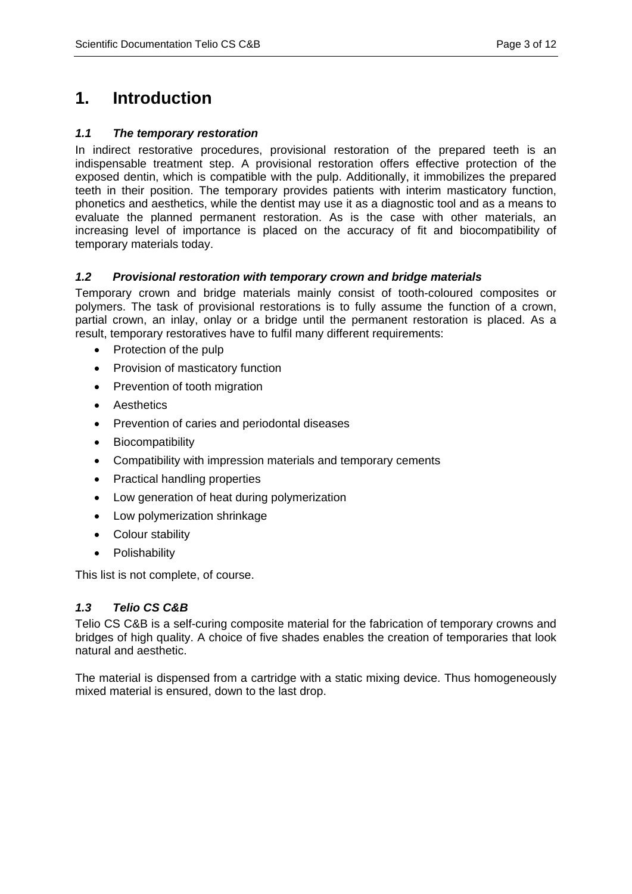# 1. Introduction

### *1.1 The temporary restoration*

In indirect restorative procedures, provisional restoration of the prepared teeth is an indispensable treatment step. A provisional restoration offers effective protection of the exposed dentin, which is compatible with the pulp. Additionally, it immobilizes the prepared teeth in their position. The temporary provides patients with interim masticatory function, phonetics and aesthetics, while the dentist may use it as a diagnostic tool and as a means to evaluate the planned permanent restoration. As is the case with other materials, an increasing level of importance is placed on the accuracy of fit and biocompatibility of temporary materials today.

### *1.2 Provisional restoration with temporary crown and bridge materials*

Temporary crown and bridge materials mainly consist of tooth-coloured composites or polymers. The task of provisional restorations is to fully assume the function of a crown, partial crown, an inlay, onlay or a bridge until the permanent restoration is placed. As a result, temporary restoratives have to fulfil many different requirements:

- Protection of the pulp
- Provision of masticatory function
- Prevention of tooth migration
- Aesthetics
- Prevention of caries and periodontal diseases
- Biocompatibility
- Compatibility with impression materials and temporary cements
- Practical handling properties
- Low generation of heat during polymerization
- Low polymerization shrinkage
- Colour stability
- Polishability

This list is not complete, of course.

### *1.3 Telio CS C&B*

Telio CS C&B is a self-curing composite material for the fabrication of temporary crowns and bridges of high quality. A choice of five shades enables the creation of temporaries that look natural and aesthetic.

The material is dispensed from a cartridge with a static mixing device. Thus homogeneously mixed material is ensured, down to the last drop.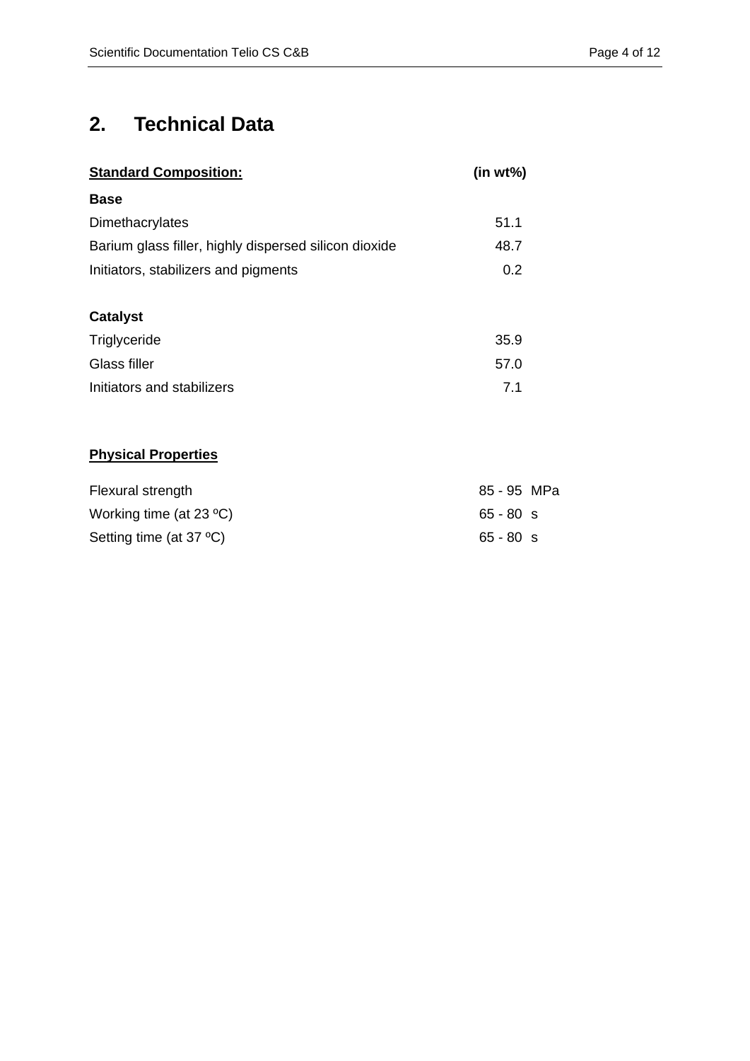## 2. Technical Data

| **Standard Composition:** | **(in wt%)** |
|---|---|
| **Base** | |
| Dimethacrylates | 51.1 |
| Barium glass filler, highly dispersed silicon dioxide | 48.7 |
| Initiators, stabilizers and pigments | 0.2 |
| | |
| **Catalyst** | |
| Triglyceride | 35.9 |
| Glass filler | 57.0 |
| Initiators and stabilizers | 7.1 |

**Physical Properties**

| | |
|---|---|
| Flexural strength | 85 - 95 MPa |
| Working time (at 23 ºC) | 65 - 80 s |
| Setting time (at 37 ºC) | 65 - 80 s |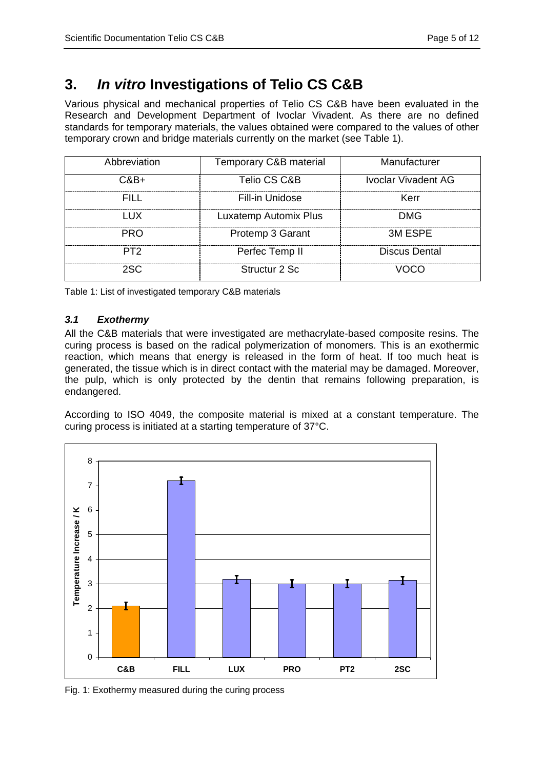# 3. *In vitro* Investigations of Telio CS C&B

Various physical and mechanical properties of Telio CS C&B have been evaluated in the Research and Development Department of Ivoclar Vivadent. As there are no defined standards for temporary materials, the values obtained were compared to the values of other temporary crown and bridge materials currently on the market (see Table 1).

| Abbreviation | Temporary C&B material | Manufacturer |
|---|---|---|
| C&B+ | Telio CS C&B | Ivoclar Vivadent AG |
| FILL | Fill-in Unidose | Kerr |
| LUX | Luxatemp Automix Plus | DMG |
| PRO | Protemp 3 Garant | 3M ESPE |
| PT2 | Perfec Temp II | Discus Dental |
| 2SC | Structur 2 Sc | VOCO |

Table 1: List of investigated temporary C&B materials

### *3.1 Exothermy*

All the C&B materials that were investigated are methacrylate-based composite resins. The curing process is based on the radical polymerization of monomers. This is an exothermic reaction, which means that energy is released in the form of heat. If too much heat is generated, the tissue which is in direct contact with the material may be damaged. Moreover, the pulp, which is only protected by the dentin that remains following preparation, is endangered.

According to ISO 4049, the composite material is mixed at a constant temperature. The curing process is initiated at a starting temperature of 37°C.

Fig. 1: Exothermy measured during the curing process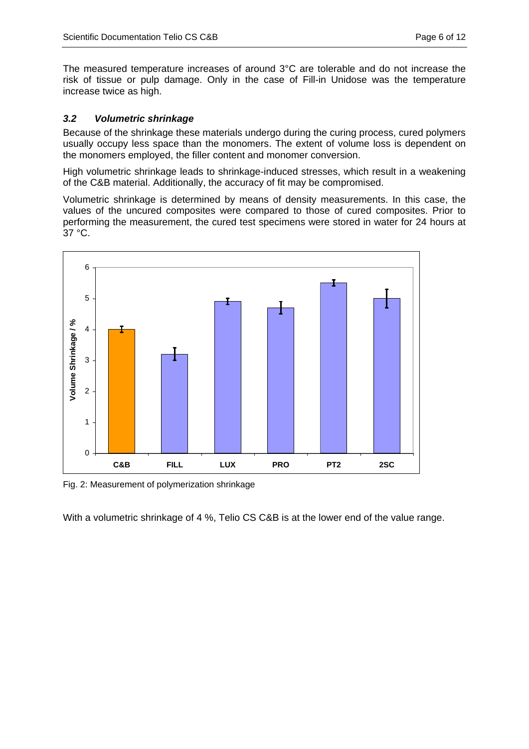The measured temperature increases of around 3°C are tolerable and do not increase the risk of tissue or pulp damage. Only in the case of Fill-in Unidose was the temperature increase twice as high.

### *3.2 Volumetric shrinkage*

Because of the shrinkage these materials undergo during the curing process, cured polymers usually occupy less space than the monomers. The extent of volume loss is dependent on the monomers employed, the filler content and monomer conversion.

High volumetric shrinkage leads to shrinkage-induced stresses, which result in a weakening of the C&B material. Additionally, the accuracy of fit may be compromised.

Volumetric shrinkage is determined by means of density measurements. In this case, the values of the uncured composites were compared to those of cured composites. Prior to performing the measurement, the cured test specimens were stored in water for 24 hours at 37 °C.

Fig. 2: Measurement of polymerization shrinkage

With a volumetric shrinkage of 4 %, Telio CS C&B is at the lower end of the value range.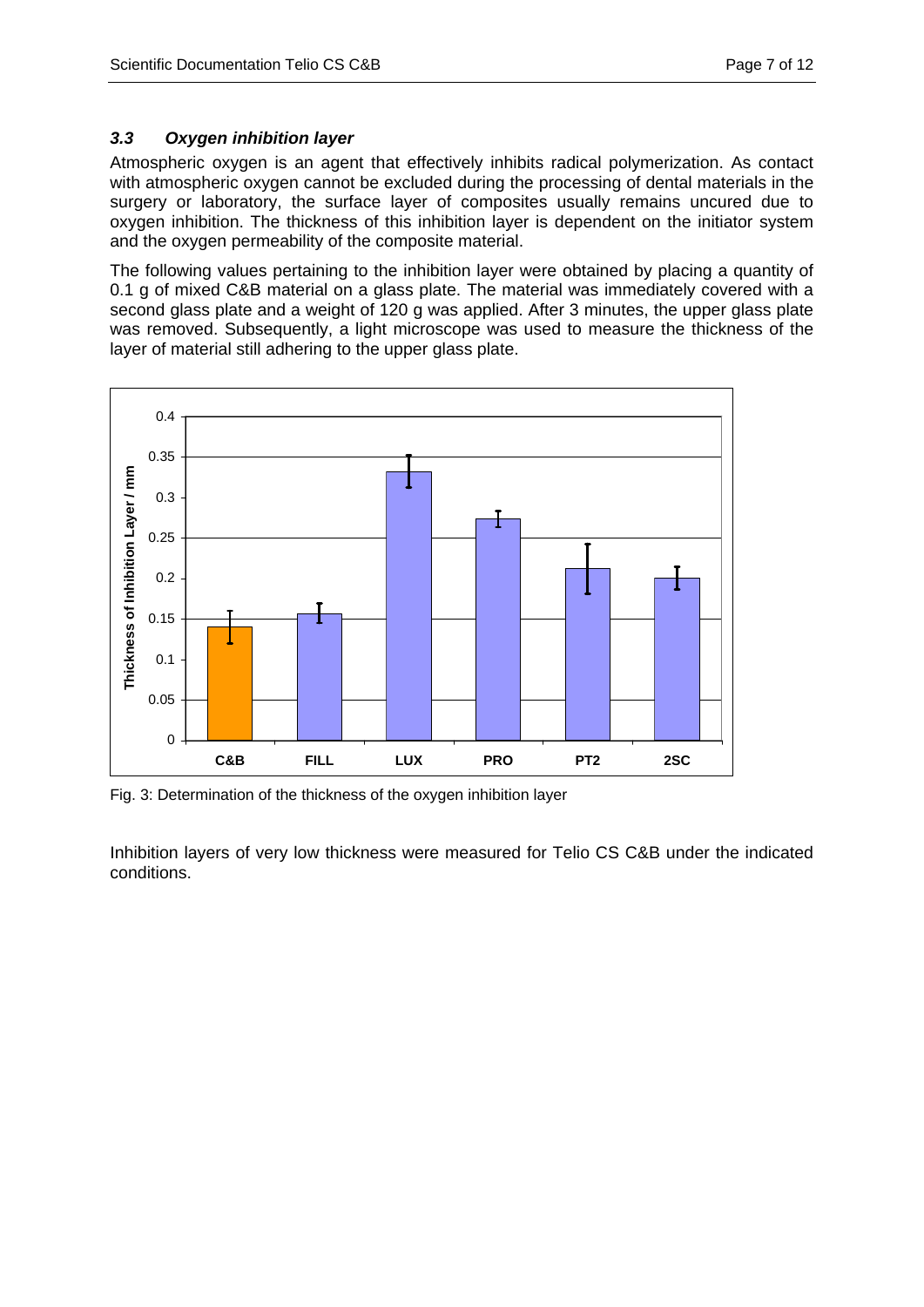### *3.3 Oxygen inhibition layer*

Atmospheric oxygen is an agent that effectively inhibits radical polymerization. As contact with atmospheric oxygen cannot be excluded during the processing of dental materials in the surgery or laboratory, the surface layer of composites usually remains uncured due to oxygen inhibition. The thickness of this inhibition layer is dependent on the initiator system and the oxygen permeability of the composite material.

The following values pertaining to the inhibition layer were obtained by placing a quantity of 0.1 g of mixed C&B material on a glass plate. The material was immediately covered with a second glass plate and a weight of 120 g was applied. After 3 minutes, the upper glass plate was removed. Subsequently, a light microscope was used to measure the thickness of the layer of material still adhering to the upper glass plate.

Fig. 3: Determination of the thickness of the oxygen inhibition layer

Inhibition layers of very low thickness were measured for Telio CS C&B under the indicated conditions.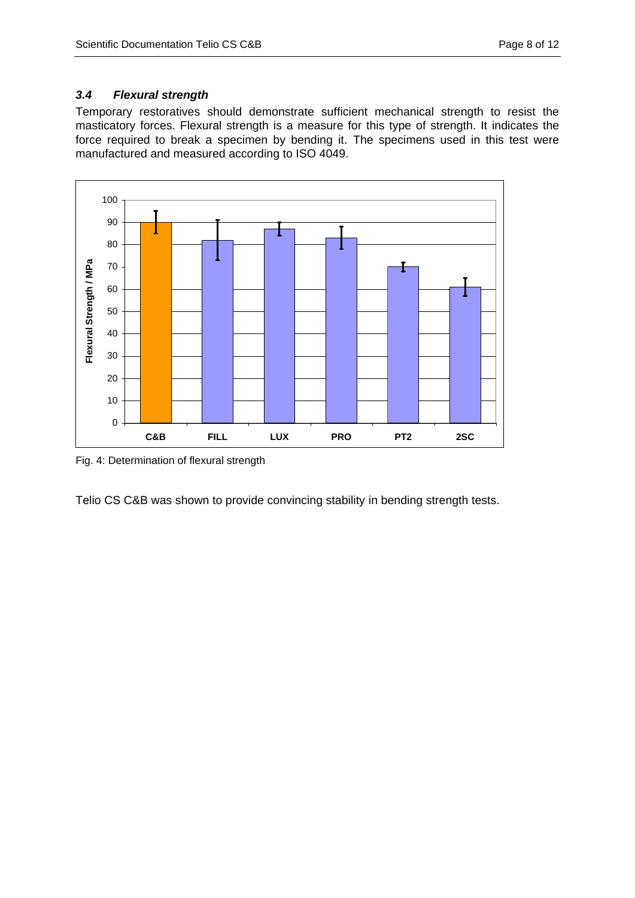### *3.4 Flexural strength*

Temporary restoratives should demonstrate sufficient mechanical strength to resist the masticatory forces. Flexural strength is a measure for this type of strength. It indicates the force required to break a specimen by bending it. The specimens used in this test were manufactured and measured according to ISO 4049.

Fig. 4: Determination of flexural strength

Telio CS C&B was shown to provide convincing stability in bending strength tests.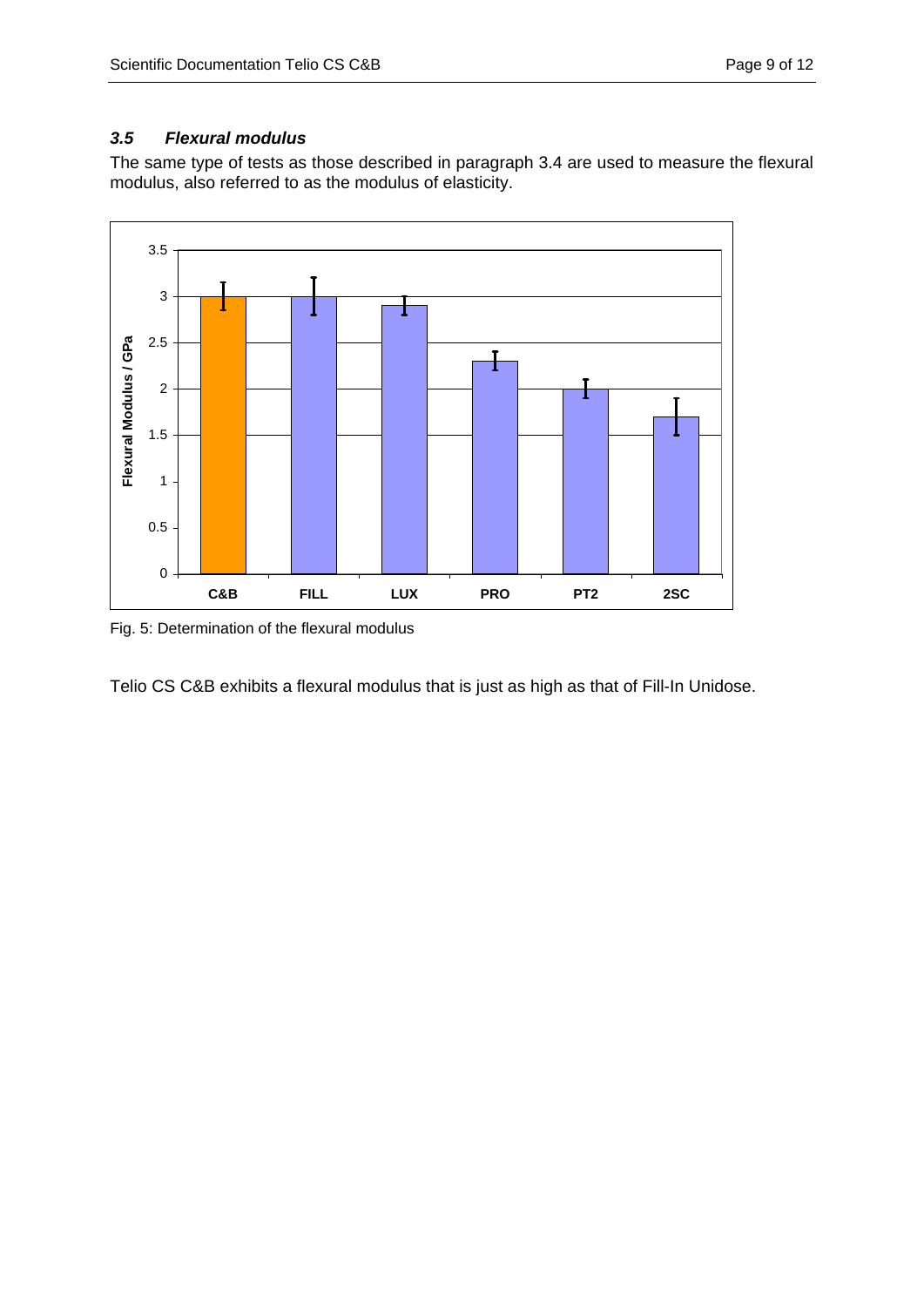### *3.5 Flexural modulus*

The same type of tests as those described in paragraph 3.4 are used to measure the flexural modulus, also referred to as the modulus of elasticity.

Fig. 5: Determination of the flexural modulus

Telio CS C&B exhibits a flexural modulus that is just as high as that of Fill-In Unidose.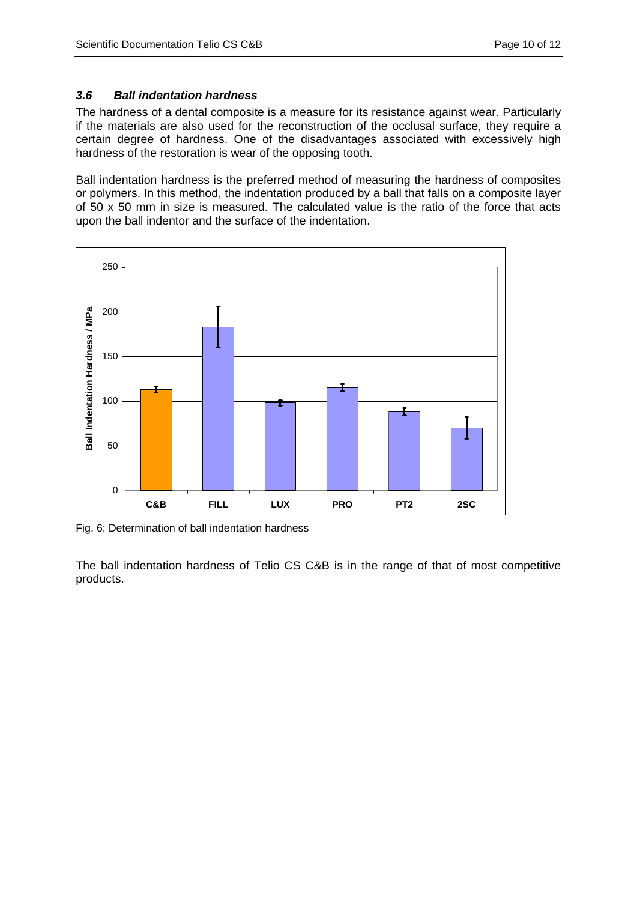### *3.6 Ball indentation hardness*

The hardness of a dental composite is a measure for its resistance against wear. Particularly if the materials are also used for the reconstruction of the occlusal surface, they require a certain degree of hardness. One of the disadvantages associated with excessively high hardness of the restoration is wear of the opposing tooth.

Ball indentation hardness is the preferred method of measuring the hardness of composites or polymers. In this method, the indentation produced by a ball that falls on a composite layer of 50 x 50 mm in size is measured. The calculated value is the ratio of the force that acts upon the ball indentor and the surface of the indentation.

Fig. 6: Determination of ball indentation hardness

The ball indentation hardness of Telio CS C&B is in the range of that of most competitive products.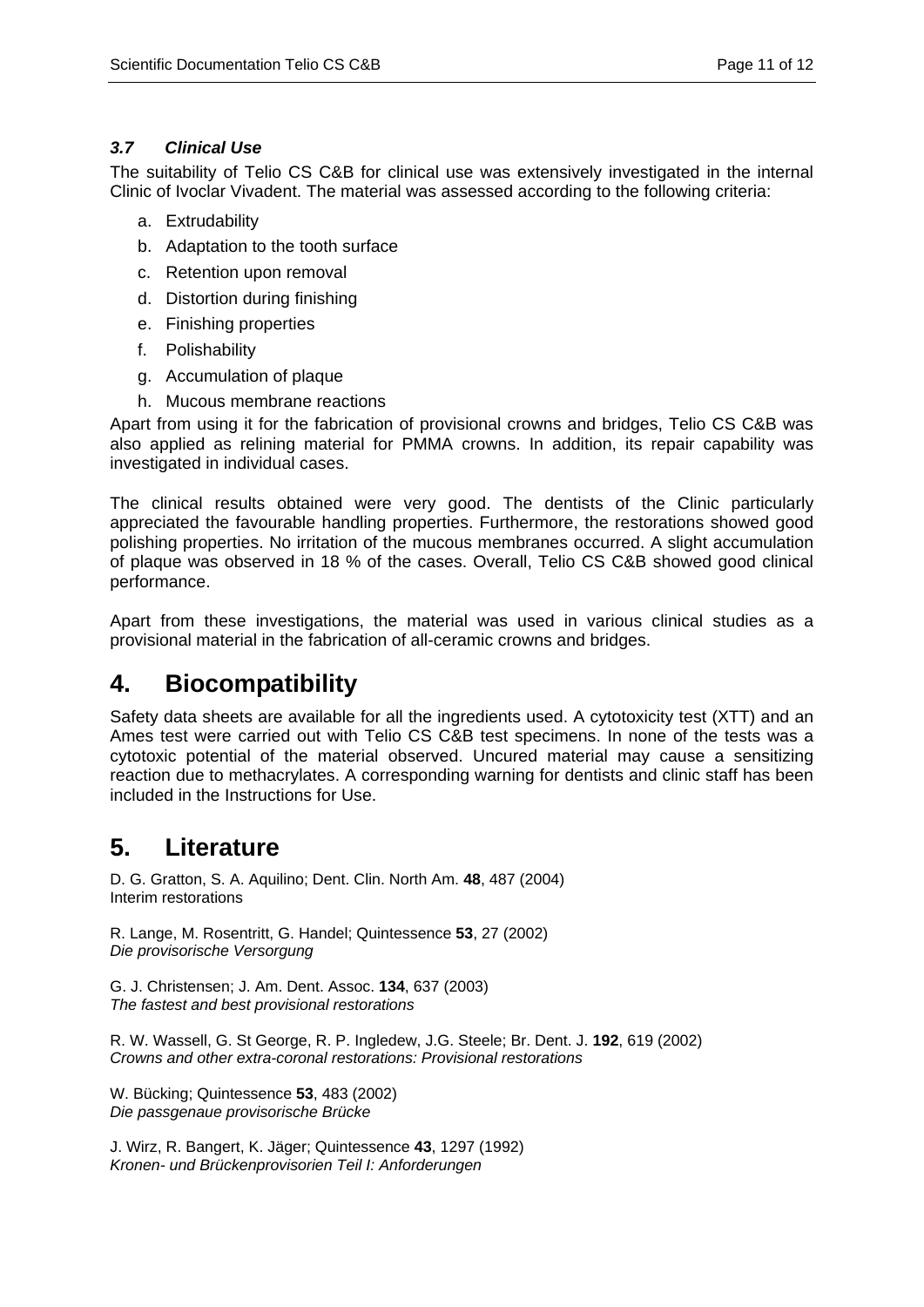### *3.7 Clinical Use*

The suitability of Telio CS C&B for clinical use was extensively investigated in the internal Clinic of Ivoclar Vivadent. The material was assessed according to the following criteria:

a. Extrudability
b. Adaptation to the tooth surface
c. Retention upon removal
d. Distortion during finishing
e. Finishing properties
f. Polishability
g. Accumulation of plaque
h. Mucous membrane reactions

Apart from using it for the fabrication of provisional crowns and bridges, Telio CS C&B was also applied as relining material for PMMA crowns. In addition, its repair capability was investigated in individual cases.

The clinical results obtained were very good. The dentists of the Clinic particularly appreciated the favourable handling properties. Furthermore, the restorations showed good polishing properties. No irritation of the mucous membranes occurred. A slight accumulation of plaque was observed in 18 % of the cases. Overall, Telio CS C&B showed good clinical performance.

Apart from these investigations, the material was used in various clinical studies as a provisional material in the fabrication of all-ceramic crowns and bridges.

## 4. Biocompatibility

Safety data sheets are available for all the ingredients used. A cytotoxicity test (XTT) and an Ames test were carried out with Telio CS C&B test specimens. In none of the tests was a cytotoxic potential of the material observed. Uncured material may cause a sensitizing reaction due to methacrylates. A corresponding warning for dentists and clinic staff has been included in the Instructions for Use.

## 5. Literature

D. G. Gratton, S. A. Aquilino; Dent. Clin. North Am. **48**, 487 (2004)
Interim restorations

R. Lange, M. Rosentritt, G. Handel; Quintessence **53**, 27 (2002)
*Die provisorische Versorgung*

G. J. Christensen; J. Am. Dent. Assoc. **134**, 637 (2003)
*The fastest and best provisional restorations*

R. W. Wassell, G. St George, R. P. Ingledew, J.G. Steele; Br. Dent. J. **192**, 619 (2002)
*Crowns and other extra-coronal restorations: Provisional restorations*

W. Bücking; Quintessence **53**, 483 (2002)
*Die passgenaue provisorische Brücke*

J. Wirz, R. Bangert, K. Jäger; Quintessence **43**, 1297 (1992)
*Kronen- und Brückenprovisorien Teil I: Anforderungen*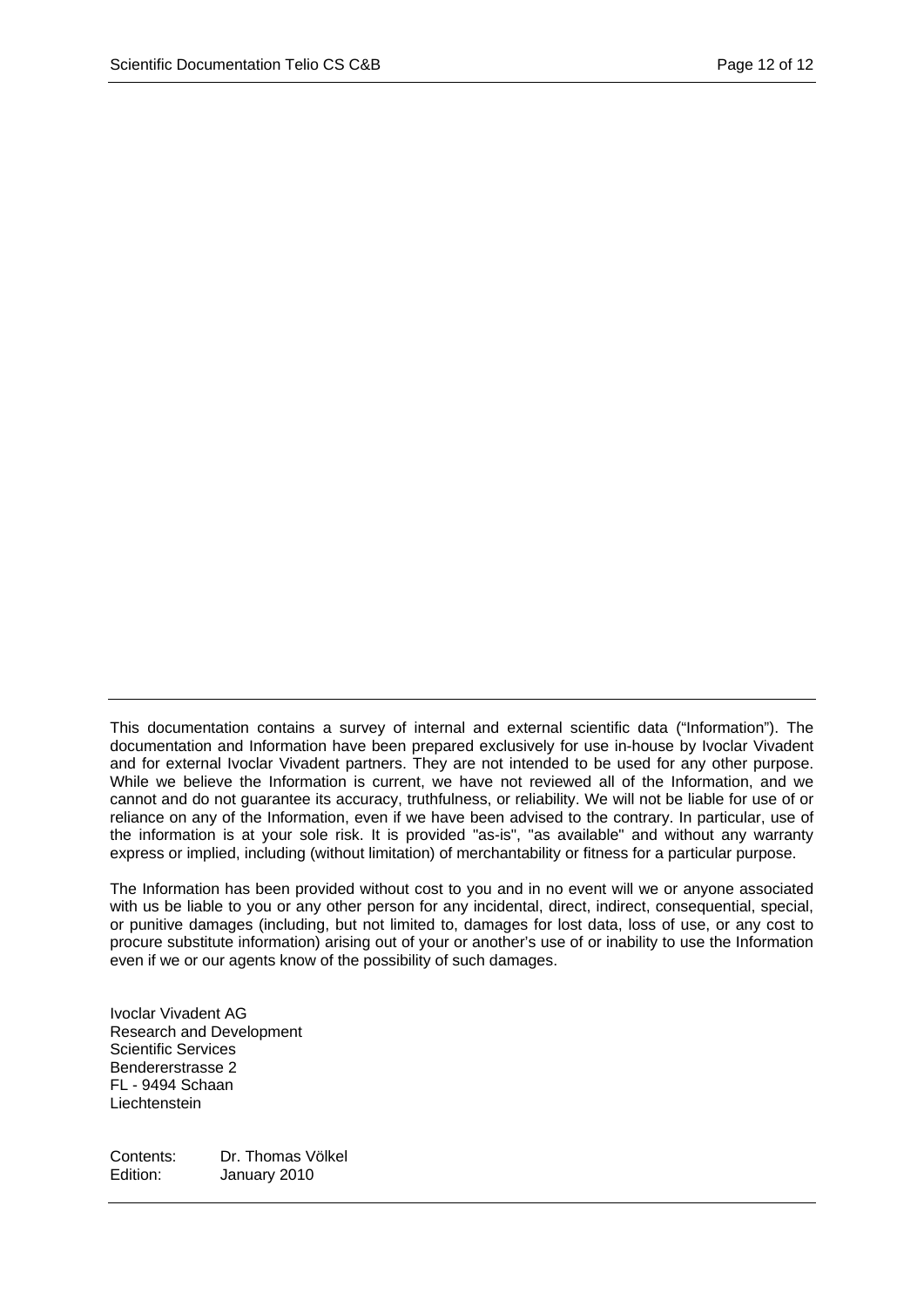This documentation contains a survey of internal and external scientific data ("Information"). The documentation and Information have been prepared exclusively for use in-house by Ivoclar Vivadent and for external Ivoclar Vivadent partners. They are not intended to be used for any other purpose. While we believe the Information is current, we have not reviewed all of the Information, and we cannot and do not guarantee its accuracy, truthfulness, or reliability. We will not be liable for use of or reliance on any of the Information, even if we have been advised to the contrary. In particular, use of the information is at your sole risk. It is provided "as-is", "as available" and without any warranty express or implied, including (without limitation) of merchantability or fitness for a particular purpose.

The Information has been provided without cost to you and in no event will we or anyone associated with us be liable to you or any other person for any incidental, direct, indirect, consequential, special, or punitive damages (including, but not limited to, damages for lost data, loss of use, or any cost to procure substitute information) arising out of your or another's use of or inability to use the Information even if we or our agents know of the possibility of such damages.

Ivoclar Vivadent AG
Research and Development
Scientific Services
Bendererstrasse 2
FL - 9494 Schaan
Liechtenstein

Contents: Dr. Thomas Völkel
Edition: January 2010